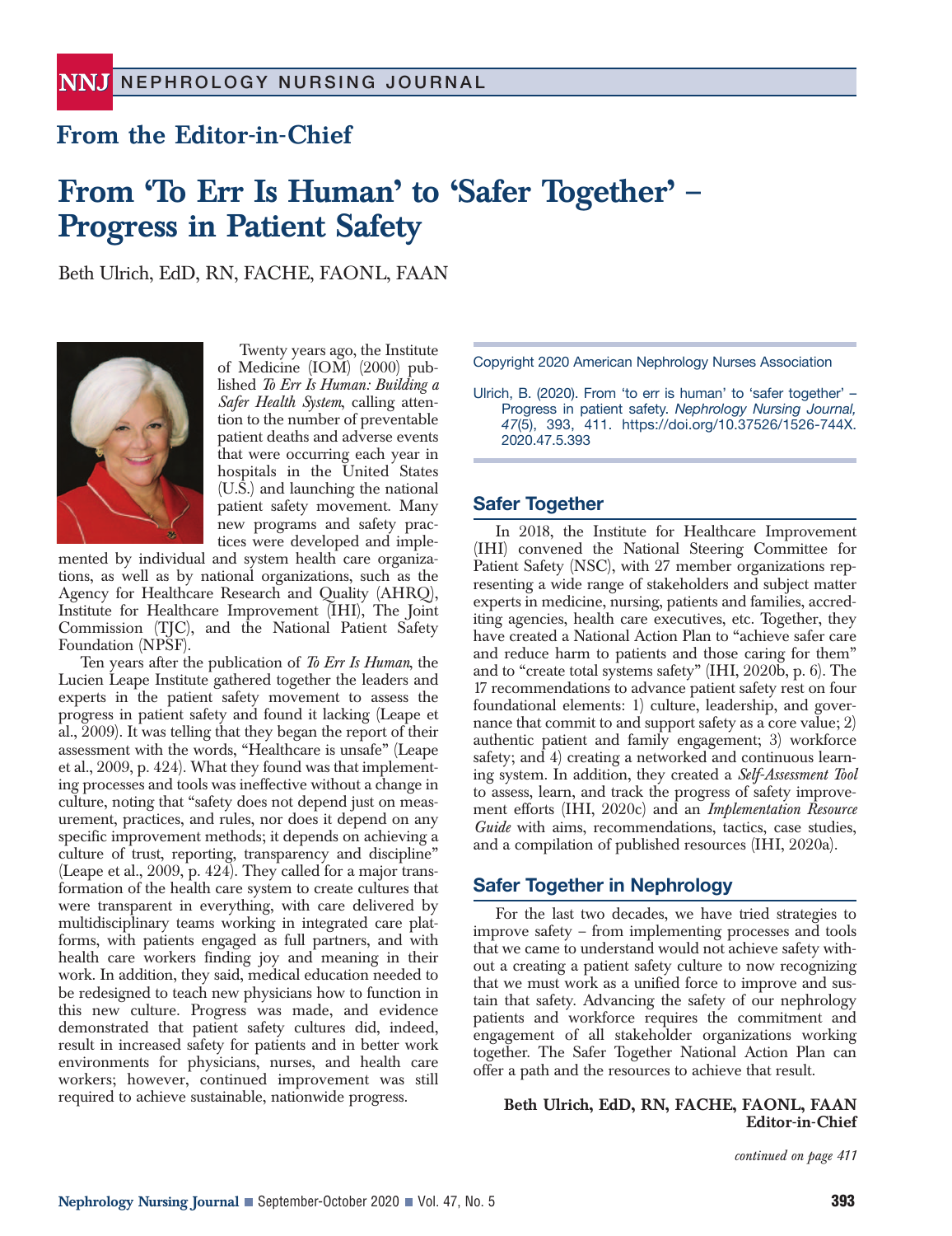## From the Editor-in-Chief

# From 'To Err Is Human' to 'Safer Together' – Progress in Patient Safety

Beth Ulrich, EdD, RN, FACHE, FAONL, FAAN

Twenty years ago, the Institute of Medicine (IOM) (2000) published *To Err Is Human: Building a Safer Health System*, calling attention to the number of preventable patient deaths and adverse events that were occurring each year in hospitals in the United States (U.S.) and launching the national patient safety movement. Many new programs and safety practices were developed and implemented by individual and system health care organizations, as well as by national organizations, such as the Agency for Healthcare Research and Quality (AHRQ), Institute for Healthcare Improvement (IHI), The Joint Commission (TJC), and the National Patient Safety Foundation (NPSF).

Ten years after the publication of *To Err Is Human*, the Lucien Leape Institute gathered together the leaders and experts in the patient safety movement to assess the progress in patient safety and found it lacking (Leape et al., 2009). It was telling that they began the report of their assessment with the words, "Healthcare is unsafe" (Leape et al., 2009, p. 424). What they found was that implementing processes and tools was ineffective without a change in culture, noting that "safety does not depend just on measurement, practices, and rules, nor does it depend on any specific improvement methods; it depends on achieving a culture of trust, reporting, transparency and discipline" (Leape et al., 2009, p. 424). They called for a major transformation of the health care system to create cultures that were transparent in everything, with care delivered by multidisciplinary teams working in integrated care platforms, with patients engaged as full partners, and with health care workers finding joy and meaning in their work. In addition, they said, medical education needed to be redesigned to teach new physicians how to function in this new culture. Progress was made, and evidence demonstrated that patient safety cultures did, indeed, result in increased safety for patients and in better work environments for physicians, nurses, and health care workers; however, continued improvement was still required to achieve sustainable, nationwide progress.

Copyright 2020 American Nephrology Nurses Association

Ulrich, B. (2020). From 'to err is human' to 'safer together' – Progress in patient safety. *Nephrology Nursing Journal, 47*(5), 393, 411. https://doi.org/10.37526/1526-744X.2020.47.5.393

## Safer Together

In 2018, the Institute for Healthcare Improvement (IHI) convened the National Steering Committee for Patient Safety (NSC), with 27 member organizations representing a wide range of stakeholders and subject matter experts in medicine, nursing, patients and families, accrediting agencies, health care executives, etc. Together, they have created a National Action Plan to "achieve safer care and reduce harm to patients and those caring for them" and to "create total systems safety" (IHI, 2020b, p. 6). The 17 recommendations to advance patient safety rest on four foundational elements: 1) culture, leadership, and governance that commit to and support safety as a core value; 2) authentic patient and family engagement; 3) workforce safety; and 4) creating a networked and continuous learning system. In addition, they created a *Self-Assessment Tool* to assess, learn, and track the progress of safety improvement efforts (IHI, 2020c) and an *Implementation Resource Guide* with aims, recommendations, tactics, case studies, and a compilation of published resources (IHI, 2020a).

## Safer Together in Nephrology

For the last two decades, we have tried strategies to improve safety – from implementing processes and tools that we came to understand would not achieve safety without a creating a patient safety culture to now recognizing that we must work as a unified force to improve and sustain that safety. Advancing the safety of our nephrology patients and workforce requires the commitment and engagement of all stakeholder organizations working together. The Safer Together National Action Plan can offer a path and the resources to achieve that result.

**Beth Ulrich, EdD, RN, FACHE, FAONL, FAAN**
**Editor-in-Chief**

*continued on page 411*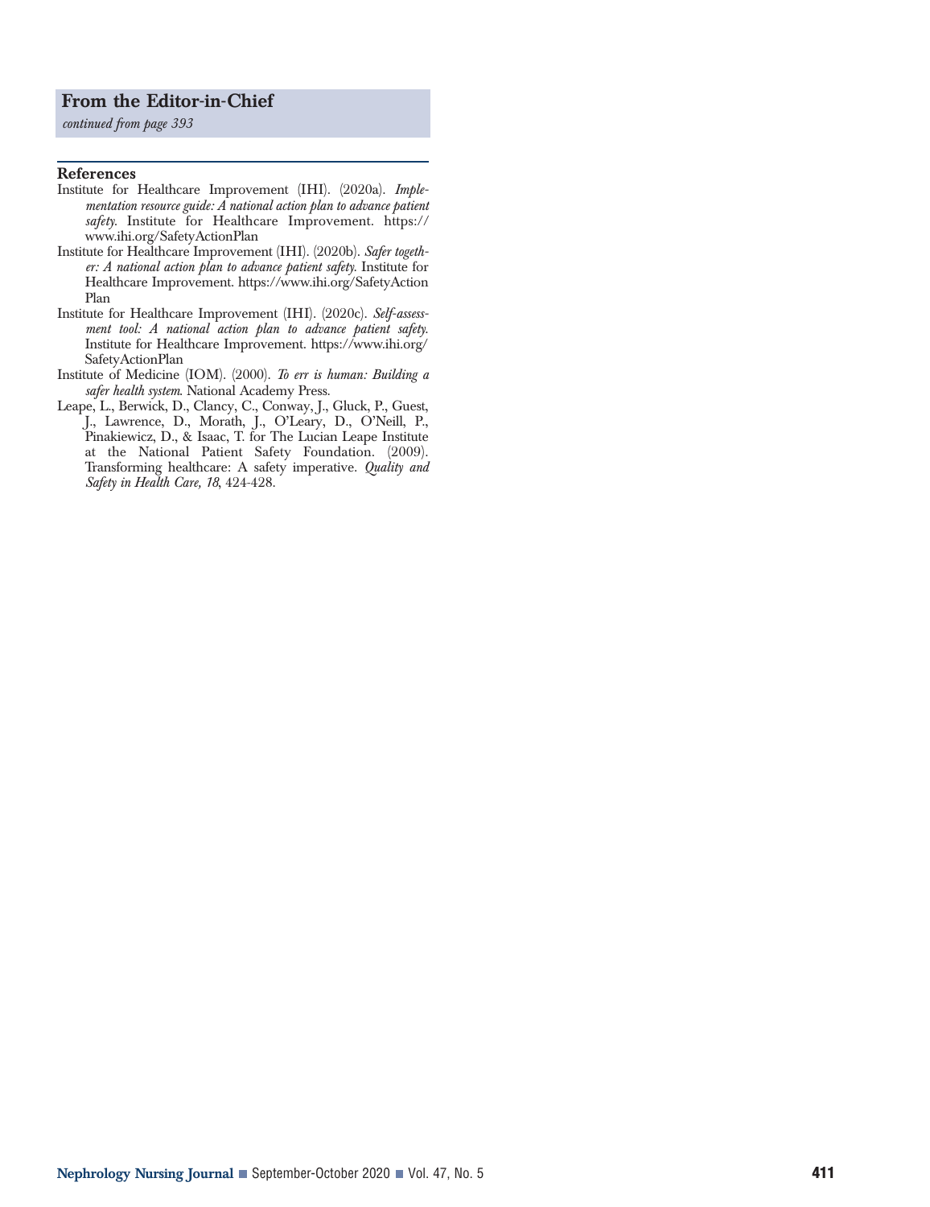## From the Editor-in-Chief

*continued from page 393*

### References

Institute for Healthcare Improvement (IHI). (2020a). *Implementation resource guide: A national action plan to advance patient safety*. Institute for Healthcare Improvement. https://www.ihi.org/SafetyActionPlan

Institute for Healthcare Improvement (IHI). (2020b). *Safer together: A national action plan to advance patient safety*. Institute for Healthcare Improvement. https://www.ihi.org/SafetyActionPlan

Institute for Healthcare Improvement (IHI). (2020c). *Self-assessment tool: A national action plan to advance patient safety*. Institute for Healthcare Improvement. https://www.ihi.org/SafetyActionPlan

Institute of Medicine (IOM). (2000). *To err is human: Building a safer health system*. National Academy Press.

Leape, L., Berwick, D., Clancy, C., Conway, J., Gluck, P., Guest, J., Lawrence, D., Morath, J., O'Leary, D., O'Neill, P., Pinakiewicz, D., & Isaac, T. for The Lucian Leape Institute at the National Patient Safety Foundation. (2009). Transforming healthcare: A safety imperative. *Quality and Safety in Health Care, 18*, 424-428.